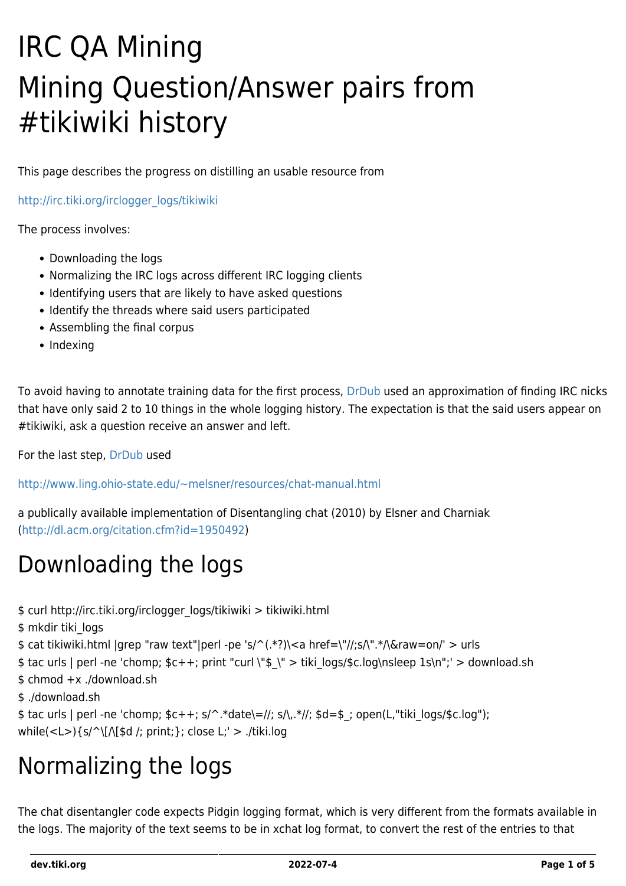# IRC QA Mining

# Mining Question/Answer pairs from #tikiwiki history

This page describes the progress on distilling an usable resource from

http://irc.tiki.org/irclogger_logs/tikiwiki

The process involves:

- Downloading the logs
- Normalizing the IRC logs across different IRC logging clients
- Identifying users that are likely to have asked questions
- Identify the threads where said users participated
- Assembling the final corpus
- Indexing

To avoid having to annotate training data for the first process, DrDub used an approximation of finding IRC nicks that have only said 2 to 10 things in the whole logging history. The expectation is that the said users appear on #tikiwiki, ask a question receive an answer and left.

For the last step, DrDub used

http://www.ling.ohio-state.edu/~melsner/resources/chat-manual.html

a publically available implementation of Disentangling chat (2010) by Elsner and Charniak (http://dl.acm.org/citation.cfm?id=1950492)

# Downloading the logs

```
$ curl http://irc.tiki.org/irclogger_logs/tikiwiki > tikiwiki.html
$ mkdir tiki_logs
$ cat tikiwiki.html |grep "raw text"|perl -pe 's/^(.*?)\<a href=\"//;s/\".*/\&raw=on/' > urls
$ tac urls | perl -ne 'chomp; $c++; print "curl \"$_\" > tiki_logs/$c.log\nsleep 1s\n";' > download.sh
$ chmod +x ./download.sh
$ ./download.sh
$ tac urls | perl -ne 'chomp; $c++; s/^.*date\=//; s/\,.*//; $d=$_; open(L,"tiki_logs/$c.log");
while(<L>){s/^\[/\[$d /; print;}; close L;' > ./tiki.log
```

# Normalizing the logs

The chat disentangler code expects Pidgin logging format, which is very different from the formats available in the logs. The majority of the text seems to be in xchat log format, to convert the rest of the entries to that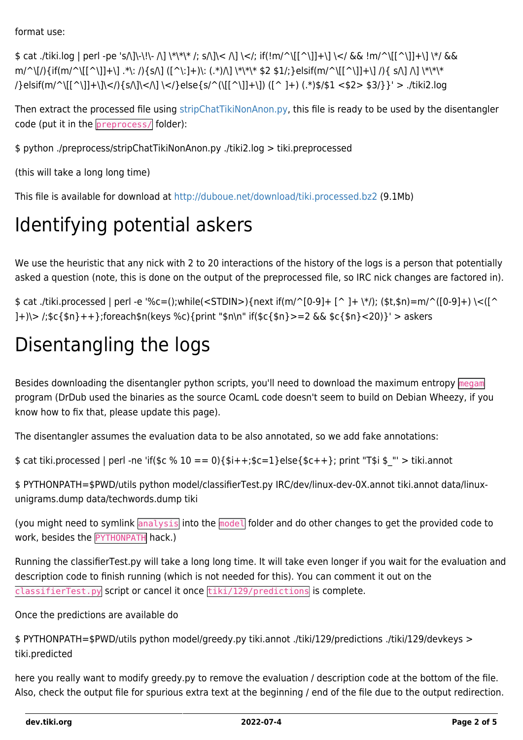format use:

```
$ cat ./tiki.log | perl -pe 's/\]\-\!\- /\] \*\*\* /; s/\]\< /\] \</; if(!m/^\[[^\]]+\] \</ && !m/^\[[^\]]+\] \*/ && m/^\[/){if(m/^\[[^\]]+\] .*\: /){s/\] ([^\:]+)\: (.*)/\] \*\*\* $2 $1/;}elsif(m/^\[[^\]]+\] /){ s/\] /\] \*\*\* /}elsif(m/^\[[^\]]+\]\</){s/\]\</\] \</}else{s/^(\[[^\]]+\]) ([^ ]+) (.*)$/$1 <$2> $3/}}' > ./tiki2.log
```

Then extract the processed file using stripChatTikiNonAnon.py, this file is ready to be used by the disentangler code (put it in the `preprocess/` folder):

```
$ python ./preprocess/stripChatTikiNonAnon.py ./tiki2.log > tiki.preprocessed
```

(this will take a long long time)

This file is available for download at http://duboue.net/download/tiki.processed.bz2 (9.1Mb)

# Identifying potential askers

We use the heuristic that any nick with 2 to 20 interactions of the history of the logs is a person that potentially asked a question (note, this is done on the output of the preprocessed file, so IRC nick changes are factored in).

```
$ cat ./tiki.processed | perl -e '%c=();while(<STDIN>){next if(m/^[0-9]+ [^ ]+ \*/); ($t,$n)=m/^([0-9]+) \<([^ ]+)\> /;$c{$n}++};foreach$n(keys %c){print "$n\n" if($c{$n}>=2 && $c{$n}<20)}' > askers
```

# Disentangling the logs

Besides downloading the disentangler python scripts, you'll need to download the maximum entropy `megam` program (DrDub used the binaries as the source OcamL code doesn't seem to build on Debian Wheezy, if you know how to fix that, please update this page).

The disentangler assumes the evaluation data to be also annotated, so we add fake annotations:

```
$ cat tiki.processed | perl -ne 'if($c % 10 == 0){$i++;$c=1}else{$c++}; print "T$i $_"' > tiki.annot
```

```
$ PYTHONPATH=$PWD/utils python model/classifierTest.py IRC/dev/linux-dev-0X.annot tiki.annot data/linux-unigrams.dump data/techwords.dump tiki
```

(you might need to symlink `analysis` into the `model` folder and do other changes to get the provided code to work, besides the `PYTHONPATH` hack.)

Running the classifierTest.py will take a long long time. It will take even longer if you wait for the evaluation and description code to finish running (which is not needed for this). You can comment it out on the `classifierTest.py` script or cancel it once `tiki/129/predictions` is complete.

Once the predictions are available do

```
$ PYTHONPATH=$PWD/utils python model/greedy.py tiki.annot ./tiki/129/predictions ./tiki/129/devkeys > tiki.predicted
```

here you really want to modify greedy.py to remove the evaluation / description code at the bottom of the file. Also, check the output file for spurious extra text at the beginning / end of the file due to the output redirection.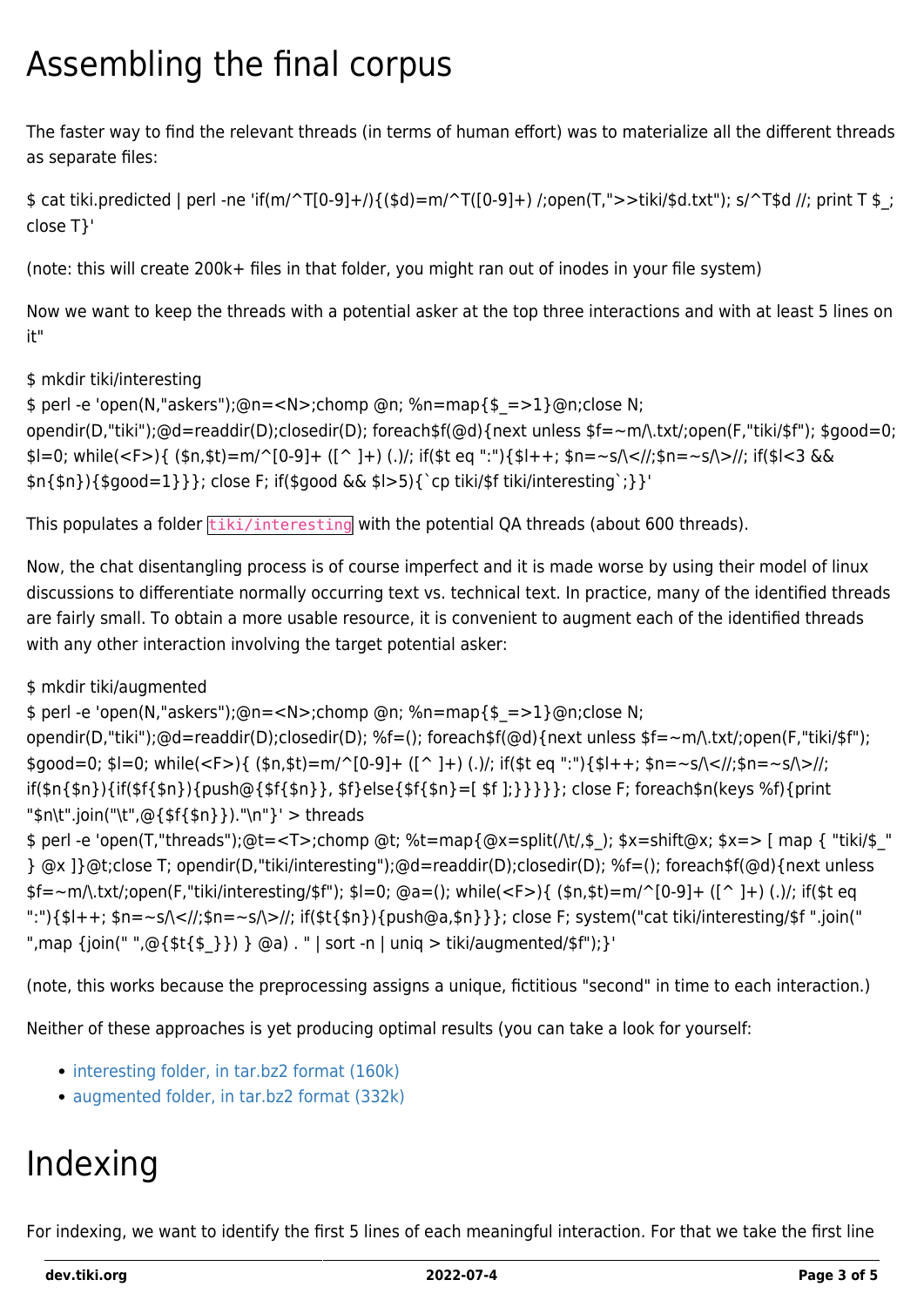# Assembling the final corpus

The faster way to find the relevant threads (in terms of human effort) was to materialize all the different threads as separate files:

```
$ cat tiki.predicted | perl -ne 'if(m/^T[0-9]+/){($d)=m/^T([0-9]+) /;open(T,">>tiki/$d.txt"); s/^T$d //; print T $_; close T}'
```

(note: this will create 200k+ files in that folder, you might ran out of inodes in your file system)

Now we want to keep the threads with a potential asker at the top three interactions and with at least 5 lines on it"

```
$ mkdir tiki/interesting
$ perl -e 'open(N,"askers");@n=<N>;chomp @n; %n=map{$_=>1}@n;close N; opendir(D,"tiki");@d=readdir(D);closedir(D); foreach$f(@d){next unless $f=~m/\.txt/;open(F,"tiki/$f"); $good=0; $l=0; while(<F>){ ($n,$t)=m/^[0-9]+ ([^ ]+) (.)/; if($t eq ":"){$l++; $n=~s/\<//;$n=~s/\>//; if($l<3 && $n{$n}){$good=1}}}; close F; if($good && $l>5){`cp tiki/$f tiki/interesting`;}}'
```

This populates a folder `tiki/interesting` with the potential QA threads (about 600 threads).

Now, the chat disentangling process is of course imperfect and it is made worse by using their model of linux discussions to differentiate normally occurring text vs. technical text. In practice, many of the identified threads are fairly small. To obtain a more usable resource, it is convenient to augment each of the identified threads with any other interaction involving the target potential asker:

```
$ mkdir tiki/augmented
$ perl -e 'open(N,"askers");@n=<N>;chomp @n; %n=map{$_=>1}@n;close N; opendir(D,"tiki");@d=readdir(D);closedir(D); %f=(); foreach$f(@d){next unless $f=~m/\.txt/;open(F,"tiki/$f"); $good=0; $l=0; while(<F>){ ($n,$t)=m/^[0-9]+ ([^ ]+) (.)/; if($t eq ":"){$l++; $n=~s/\<//;$n=~s/\>//; if($n{$n}){if($f{$n}){push@{$f{$n}}, $f}else{$f{$n}=[ $f ];}}}}}; close F; foreach$n(keys %f){print "$n\t".join("\t",@{$f{$n}})."\n"}' > threads
$ perl -e 'open(T,"threads");@t=<T>;chomp @t; %t=map{@x=split(/\t/,$_); $x=shift@x; $x=> [ map { "tiki/$_" } @x ]}@t;close T; opendir(D,"tiki/interesting");@d=readdir(D);closedir(D); %f=(); foreach$f(@d){next unless $f=~m/\.txt/;open(F,"tiki/interesting/$f"); $l=0; @a=(); while(<F>){ ($n,$t)=m/^[0-9]+ ([^ ]+) (.)/; if($t eq ":"){$l++; $n=~s/\<//;$n=~s/\>//; if($t{$n}){push@a,$n}}}; close F; system("cat tiki/interesting/$f ".join(" ",map {join(" ",@{$t{$_}}) } @a) . " | sort -n | uniq > tiki/augmented/$f");}'
```

(note, this works because the preprocessing assigns a unique, fictitious "second" in time to each interaction.)

Neither of these approaches is yet producing optimal results (you can take a look for yourself:

- interesting folder, in tar.bz2 format (160k)
- augmented folder, in tar.bz2 format (332k)

# Indexing

For indexing, we want to identify the first 5 lines of each meaningful interaction. For that we take the first line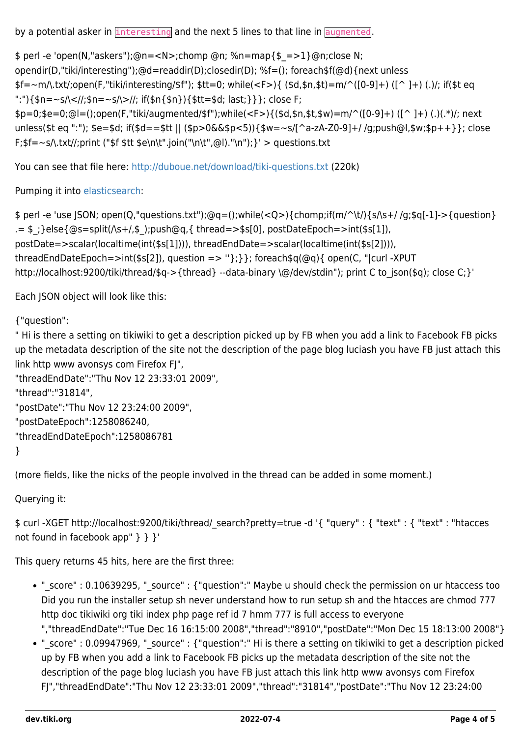by a potential asker in `interesting` and the next 5 lines to that line in `augmented`.

```
$ perl -e 'open(N,"askers");@n=<N>;chomp @n; %n=map{$_=>1}@n;close N; opendir(D,"tiki/interesting");@d=readdir(D);closedir(D); %f=(); foreach$f(@d){next unless $f=~m/\.txt/;open(F,"tiki/interesting/$f"); $tt=0; while(<F>){ ($d,$n,$t)=m/^([0-9]+) ([^ ]+) (.)/; if($t eq ":"){$n=~s/\<//;$n=~s/\>//; if($n{$n}){$tt=$d; last;}}}; close F; $p=0;$e=0;@l=();open(F,"tiki/augmented/$f");while(<F>){($d,$n,$t,$w)=m/^([0-9]+) ([^ ]+) (.)(.*)/; next unless($t eq ":"); $e=$d; if($d==$tt || ($p>0&&$p<5)){$w=~s/[^a-zA-Z0-9]+/ /g;push@l,$w;$p++}}; close F;$f=~s/\.txt//;print ("$f $tt $e\n\t".join("\n\t",@l)."\n");}' > questions.txt
```

You can see that file here: http://duboue.net/download/tiki-questions.txt (220k)

Pumping it into elasticsearch:

```
$ perl -e 'use JSON; open(Q,"questions.txt");@q=();while(<Q>){chomp;if(m/^\t/){s/\s+/ /g;$q[-1]->{question} .= $_;}else{@s=split(/\s+/,$_);push@q,{ thread=>$s[0], postDateEpoch=>int($s[1]), postDate=>scalar(localtime(int($s[1]))), threadEndDate=>scalar(localtime(int($s[2]))), threadEndDateEpoch=>int($s[2]), question => ''};}}; foreach$q(@q){ open(C, "|curl -XPUT http://localhost:9200/tiki/thread/$q->{thread} --data-binary \@/dev/stdin"); print C to_json($q); close C;}'
```

Each JSON object will look like this:

```
{"question":
" Hi is there a setting on tikiwiki to get a description picked up by FB when you add a link to Facebook FB picks up the metadata description of the site not the description of the page blog luciash you have FB just attach this link http www avonsys com Firefox FJ",
"threadEndDate":"Thu Nov 12 23:33:01 2009",
"thread":"31814",
"postDate":"Thu Nov 12 23:24:00 2009",
"postDateEpoch":1258086240,
"threadEndDateEpoch":1258086781
}
```

(more fields, like the nicks of the people involved in the thread can be added in some moment.)

Querying it:

```
$ curl -XGET http://localhost:9200/tiki/thread/_search?pretty=true -d '{ "query" : { "text" : { "text" : "htacces not found in facebook app" } } }'
```

This query returns 45 hits, here are the first three:

- "_score" : 0.10639295, "_source" : {"question":" Maybe u should check the permission on ur htaccess too Did you run the installer setup sh never understand how to run setup sh and the htacces are chmod 777 http doc tikiwiki org tiki index php page ref id 7 hmm 777 is full access to everyone ","threadEndDate":"Tue Dec 16 16:15:00 2008","thread":"8910","postDate":"Mon Dec 15 18:13:00 2008"}
- "_score" : 0.09947969, "_source" : {"question":" Hi is there a setting on tikiwiki to get a description picked up by FB when you add a link to Facebook FB picks up the metadata description of the site not the description of the page blog luciash you have FB just attach this link http www avonsys com Firefox FJ","threadEndDate":"Thu Nov 12 23:33:01 2009","thread":"31814","postDate":"Thu Nov 12 23:24:00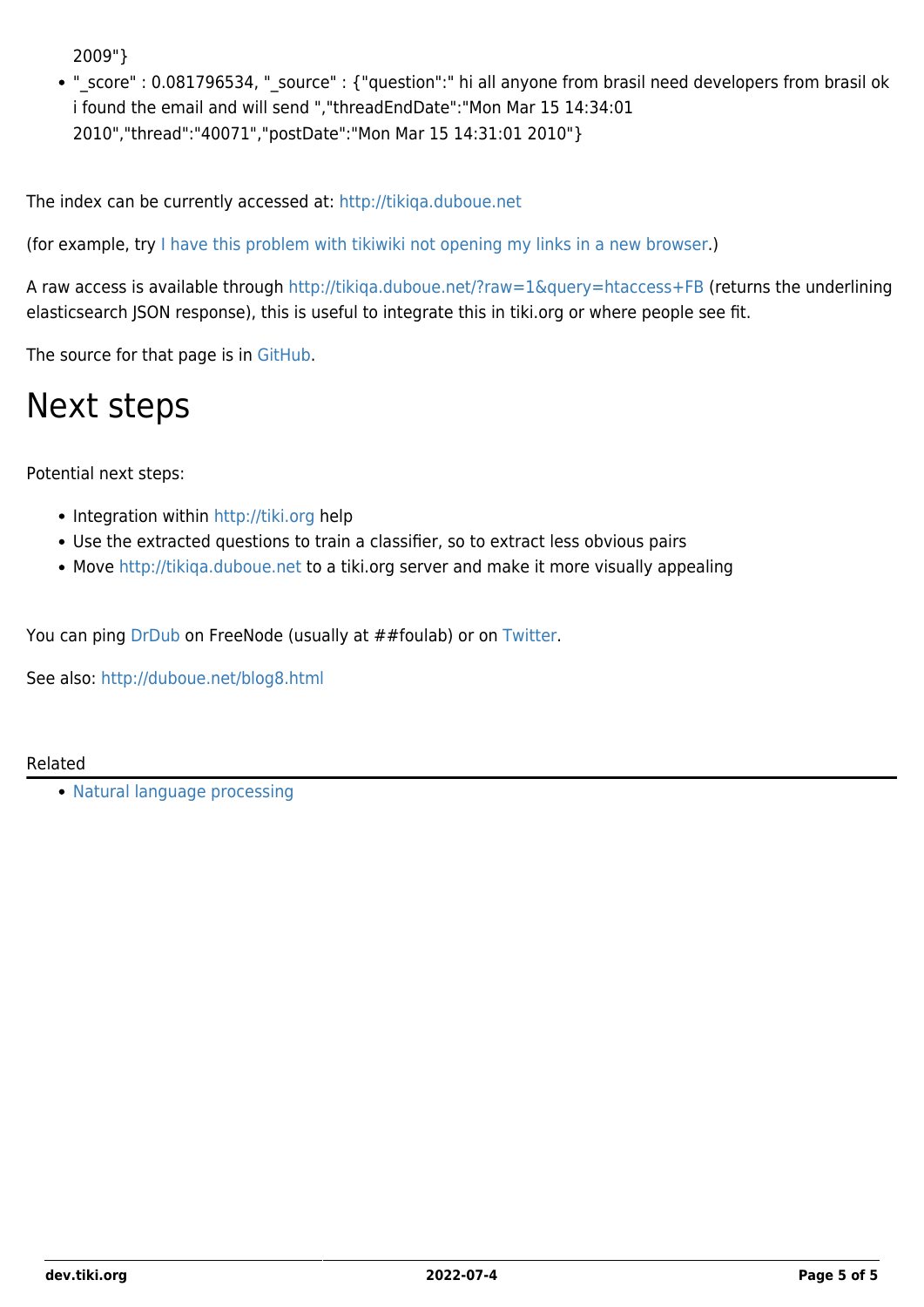2009"}

- "_score" : 0.081796534, "_source" : {"question":" hi all anyone from brasil need developers from brasil ok i found the email and will send ","threadEndDate":"Mon Mar 15 14:34:01 2010","thread":"40071","postDate":"Mon Mar 15 14:31:01 2010"}

The index can be currently accessed at: http://tikiqa.duboue.net

(for example, try I have this problem with tikiwiki not opening my links in a new browser.)

A raw access is available through http://tikiqa.duboue.net/?raw=1&query=htaccess+FB (returns the underlining elasticsearch JSON response), this is useful to integrate this in tiki.org or where people see fit.

The source for that page is in GitHub.

# Next steps

Potential next steps:

- Integration within http://tiki.org help
- Use the extracted questions to train a classifier, so to extract less obvious pairs
- Move http://tikiqa.duboue.net to a tiki.org server and make it more visually appealing

You can ping DrDub on FreeNode (usually at ##foulab) or on Twitter.

See also: http://duboue.net/blog8.html

Related

- Natural language processing